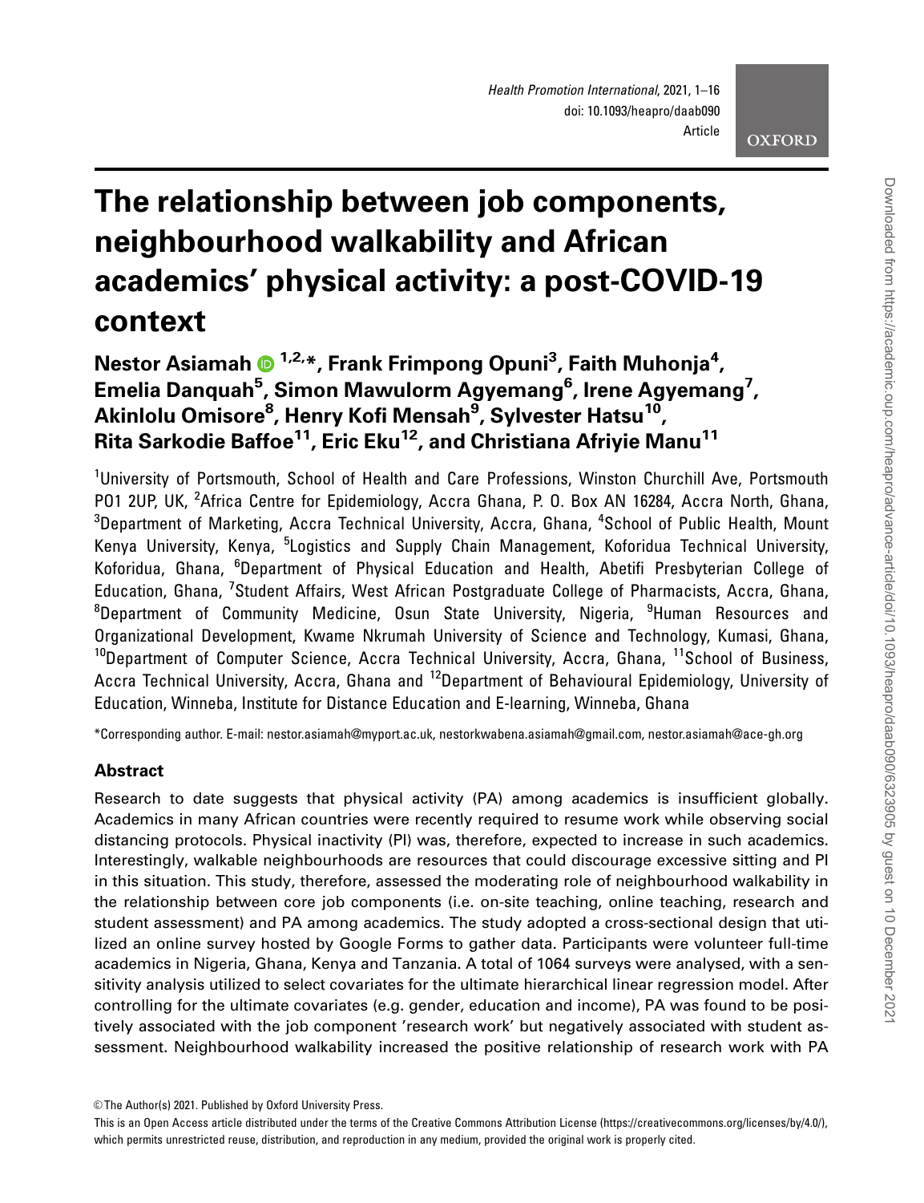# The relationship between job components, neighbourhood walkability and African academics' physical activity: a post-COVID-19 context

**Nestor Asiamah [1,2,*], Frank Frimpong Opuni[3], Faith Muhonja[4], Emelia Danquah[5], Simon Mawulorm Agyemang[6], Irene Agyemang[7], Akinlolu Omisore[8], Henry Kofi Mensah[9], Sylvester Hatsu[10], Rita Sarkodie Baffoe[11], Eric Eku[12], and Christiana Afriyie Manu[11]**

[1]University of Portsmouth, School of Health and Care Professions, Winston Churchill Ave, Portsmouth PO1 2UP, UK, [2]Africa Centre for Epidemiology, Accra Ghana, P. O. Box AN 16284, Accra North, Ghana, [3]Department of Marketing, Accra Technical University, Accra, Ghana, [4]School of Public Health, Mount Kenya University, Kenya, [5]Logistics and Supply Chain Management, Koforidua Technical University, Koforidua, Ghana, [6]Department of Physical Education and Health, Abetifi Presbyterian College of Education, Ghana, [7]Student Affairs, West African Postgraduate College of Pharmacists, Accra, Ghana, [8]Department of Community Medicine, Osun State University, Nigeria, [9]Human Resources and Organizational Development, Kwame Nkrumah University of Science and Technology, Kumasi, Ghana, [10]Department of Computer Science, Accra Technical University, Accra, Ghana, [11]School of Business, Accra Technical University, Accra, Ghana and [12]Department of Behavioural Epidemiology, University of Education, Winneba, Institute for Distance Education and E-learning, Winneba, Ghana

*Corresponding author. E-mail: nestor.asiamah@myport.ac.uk, nestorkwabena.asiamah@gmail.com, nestor.asiamah@ace-gh.org

## Abstract

Research to date suggests that physical activity (PA) among academics is insufficient globally. Academics in many African countries were recently required to resume work while observing social distancing protocols. Physical inactivity (PI) was, therefore, expected to increase in such academics. Interestingly, walkable neighbourhoods are resources that could discourage excessive sitting and PI in this situation. This study, therefore, assessed the moderating role of neighbourhood walkability in the relationship between core job components (i.e. on-site teaching, online teaching, research and student assessment) and PA among academics. The study adopted a cross-sectional design that utilized an online survey hosted by Google Forms to gather data. Participants were volunteer full-time academics in Nigeria, Ghana, Kenya and Tanzania. A total of 1064 surveys were analysed, with a sensitivity analysis utilized to select covariates for the ultimate hierarchical linear regression model. After controlling for the ultimate covariates (e.g. gender, education and income), PA was found to be positively associated with the job component 'research work' but negatively associated with student assessment. Neighbourhood walkability increased the positive relationship of research work with PA

© The Author(s) 2021. Published by Oxford University Press.

This is an Open Access article distributed under the terms of the Creative Commons Attribution License (https://creativecommons.org/licenses/by/4.0/), which permits unrestricted reuse, distribution, and reproduction in any medium, provided the original work is properly cited.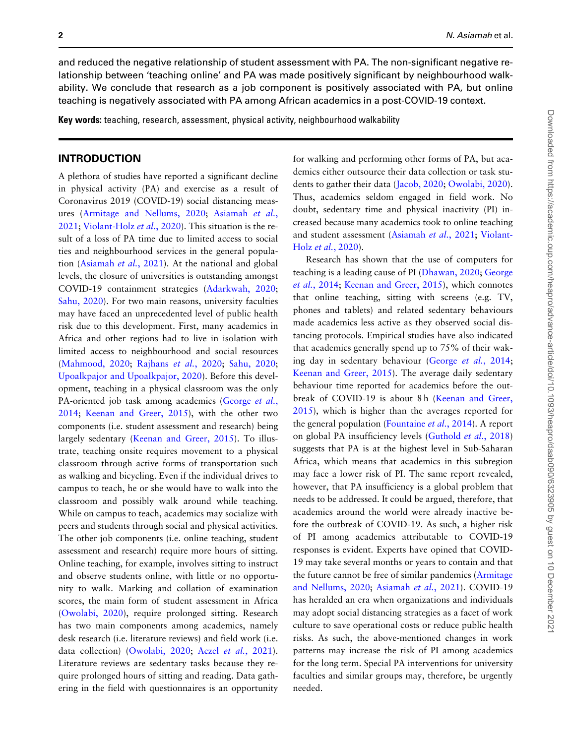and reduced the negative relationship of student assessment with PA. The non-significant negative relationship between 'teaching online' and PA was made positively significant by neighbourhood walkability. We conclude that research as a job component is positively associated with PA, but online teaching is negatively associated with PA among African academics in a post-COVID-19 context.

**Key words:** teaching, research, assessment, physical activity, neighbourhood walkability

## INTRODUCTION

A plethora of studies have reported a significant decline in physical activity (PA) and exercise as a result of Coronavirus 2019 (COVID-19) social distancing measures (Armitage and Nellums, 2020; Asiamah *et al.*, 2021; Violant-Holz *et al.*, 2020). This situation is the result of a loss of PA time due to limited access to social ties and neighbourhood services in the general population (Asiamah *et al.*, 2021). At the national and global levels, the closure of universities is outstanding amongst COVID-19 containment strategies (Adarkwah, 2020; Sahu, 2020). For two main reasons, university faculties may have faced an unprecedented level of public health risk due to this development. First, many academics in Africa and other regions had to live in isolation with limited access to neighbourhood and social resources (Mahmood, 2020; Rajhans *et al.*, 2020; Sahu, 2020; Upoalkpajor and Upoalkpajor, 2020). Before this development, teaching in a physical classroom was the only PA-oriented job task among academics (George *et al.*, 2014; Keenan and Greer, 2015), with the other two components (i.e. student assessment and research) being largely sedentary (Keenan and Greer, 2015). To illustrate, teaching onsite requires movement to a physical classroom through active forms of transportation such as walking and bicycling. Even if the individual drives to campus to teach, he or she would have to walk into the classroom and possibly walk around while teaching. While on campus to teach, academics may socialize with peers and students through social and physical activities. The other job components (i.e. online teaching, student assessment and research) require more hours of sitting. Online teaching, for example, involves sitting to instruct and observe students online, with little or no opportunity to walk. Marking and collation of examination scores, the main form of student assessment in Africa (Owolabi, 2020), require prolonged sitting. Research has two main components among academics, namely desk research (i.e. literature reviews) and field work (i.e. data collection) (Owolabi, 2020; Aczel *et al.*, 2021). Literature reviews are sedentary tasks because they require prolonged hours of sitting and reading. Data gathering in the field with questionnaires is an opportunity for walking and performing other forms of PA, but academics either outsource their data collection or task students to gather their data (Jacob, 2020; Owolabi, 2020). Thus, academics seldom engaged in field work. No doubt, sedentary time and physical inactivity (PI) increased because many academics took to online teaching and student assessment (Asiamah *et al.*, 2021; Violant-Holz *et al.*, 2020).

Research has shown that the use of computers for teaching is a leading cause of PI (Dhawan, 2020; George *et al.*, 2014; Keenan and Greer, 2015), which connotes that online teaching, sitting with screens (e.g. TV, phones and tablets) and related sedentary behaviours made academics less active as they observed social distancing protocols. Empirical studies have also indicated that academics generally spend up to 75% of their waking day in sedentary behaviour (George *et al.*, 2014; Keenan and Greer, 2015). The average daily sedentary behaviour time reported for academics before the outbreak of COVID-19 is about 8 h (Keenan and Greer, 2015), which is higher than the averages reported for the general population (Fountaine *et al.*, 2014). A report on global PA insufficiency levels (Guthold *et al.*, 2018) suggests that PA is at the highest level in Sub-Saharan Africa, which means that academics in this subregion may face a lower risk of PI. The same report revealed, however, that PA insufficiency is a global problem that needs to be addressed. It could be argued, therefore, that academics around the world were already inactive before the outbreak of COVID-19. As such, a higher risk of PI among academics attributable to COVID-19 responses is evident. Experts have opined that COVID-19 may take several months or years to contain and that the future cannot be free of similar pandemics (Armitage and Nellums, 2020; Asiamah *et al.*, 2021). COVID-19 has heralded an era when organizations and individuals may adopt social distancing strategies as a facet of work culture to save operational costs or reduce public health risks. As such, the above-mentioned changes in work patterns may increase the risk of PI among academics for the long term. Special PA interventions for university faculties and similar groups may, therefore, be urgently needed.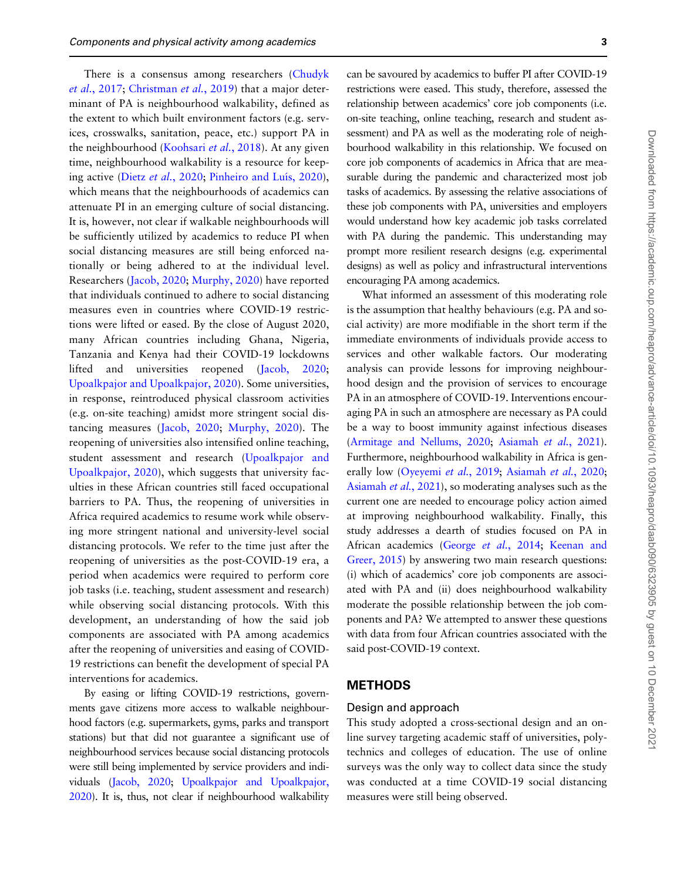There is a consensus among researchers (Chudyk *et al.*, 2017; Christman *et al.*, 2019) that a major determinant of PA is neighbourhood walkability, defined as the extent to which built environment factors (e.g. services, crosswalks, sanitation, peace, etc.) support PA in the neighbourhood (Koohsari *et al.*, 2018). At any given time, neighbourhood walkability is a resource for keeping active (Dietz *et al.*, 2020; Pinheiro and Luís, 2020), which means that the neighbourhoods of academics can attenuate PI in an emerging culture of social distancing. It is, however, not clear if walkable neighbourhoods will be sufficiently utilized by academics to reduce PI when social distancing measures are still being enforced nationally or being adhered to at the individual level. Researchers (Jacob, 2020; Murphy, 2020) have reported that individuals continued to adhere to social distancing measures even in countries where COVID-19 restrictions were lifted or eased. By the close of August 2020, many African countries including Ghana, Nigeria, Tanzania and Kenya had their COVID-19 lockdowns lifted and universities reopened (Jacob, 2020; Upoalkpajor and Upoalkpajor, 2020). Some universities, in response, reintroduced physical classroom activities (e.g. on-site teaching) amidst more stringent social distancing measures (Jacob, 2020; Murphy, 2020). The reopening of universities also intensified online teaching, student assessment and research (Upoalkpajor and Upoalkpajor, 2020), which suggests that university faculties in these African countries still faced occupational barriers to PA. Thus, the reopening of universities in Africa required academics to resume work while observing more stringent national and university-level social distancing protocols. We refer to the time just after the reopening of universities as the post-COVID-19 era, a period when academics were required to perform core job tasks (i.e. teaching, student assessment and research) while observing social distancing protocols. With this development, an understanding of how the said job components are associated with PA among academics after the reopening of universities and easing of COVID-19 restrictions can benefit the development of special PA interventions for academics.

By easing or lifting COVID-19 restrictions, governments gave citizens more access to walkable neighbourhood factors (e.g. supermarkets, gyms, parks and transport stations) but that did not guarantee a significant use of neighbourhood services because social distancing protocols were still being implemented by service providers and individuals (Jacob, 2020; Upoalkpajor and Upoalkpajor, 2020). It is, thus, not clear if neighbourhood walkability can be savoured by academics to buffer PI after COVID-19 restrictions were eased. This study, therefore, assessed the relationship between academics' core job components (i.e. on-site teaching, online teaching, research and student assessment) and PA as well as the moderating role of neighbourhood walkability in this relationship. We focused on core job components of academics in Africa that are measurable during the pandemic and characterized most job tasks of academics. By assessing the relative associations of these job components with PA, universities and employers would understand how key academic job tasks correlated with PA during the pandemic. This understanding may prompt more resilient research designs (e.g. experimental designs) as well as policy and infrastructural interventions encouraging PA among academics.

What informed an assessment of this moderating role is the assumption that healthy behaviours (e.g. PA and social activity) are more modifiable in the short term if the immediate environments of individuals provide access to services and other walkable factors. Our moderating analysis can provide lessons for improving neighbourhood design and the provision of services to encourage PA in an atmosphere of COVID-19. Interventions encouraging PA in such an atmosphere are necessary as PA could be a way to boost immunity against infectious diseases (Armitage and Nellums, 2020; Asiamah *et al.*, 2021). Furthermore, neighbourhood walkability in Africa is generally low (Oyeyemi *et al.*, 2019; Asiamah *et al.*, 2020; Asiamah *et al.*, 2021), so moderating analyses such as the current one are needed to encourage policy action aimed at improving neighbourhood walkability. Finally, this study addresses a dearth of studies focused on PA in African academics (George *et al.*, 2014; Keenan and Greer, 2015) by answering two main research questions: (i) which of academics' core job components are associated with PA and (ii) does neighbourhood walkability moderate the possible relationship between the job components and PA? We attempted to answer these questions with data from four African countries associated with the said post-COVID-19 context.

## METHODS

### Design and approach

This study adopted a cross-sectional design and an online survey targeting academic staff of universities, polytechnics and colleges of education. The use of online surveys was the only way to collect data since the study was conducted at a time COVID-19 social distancing measures were still being observed.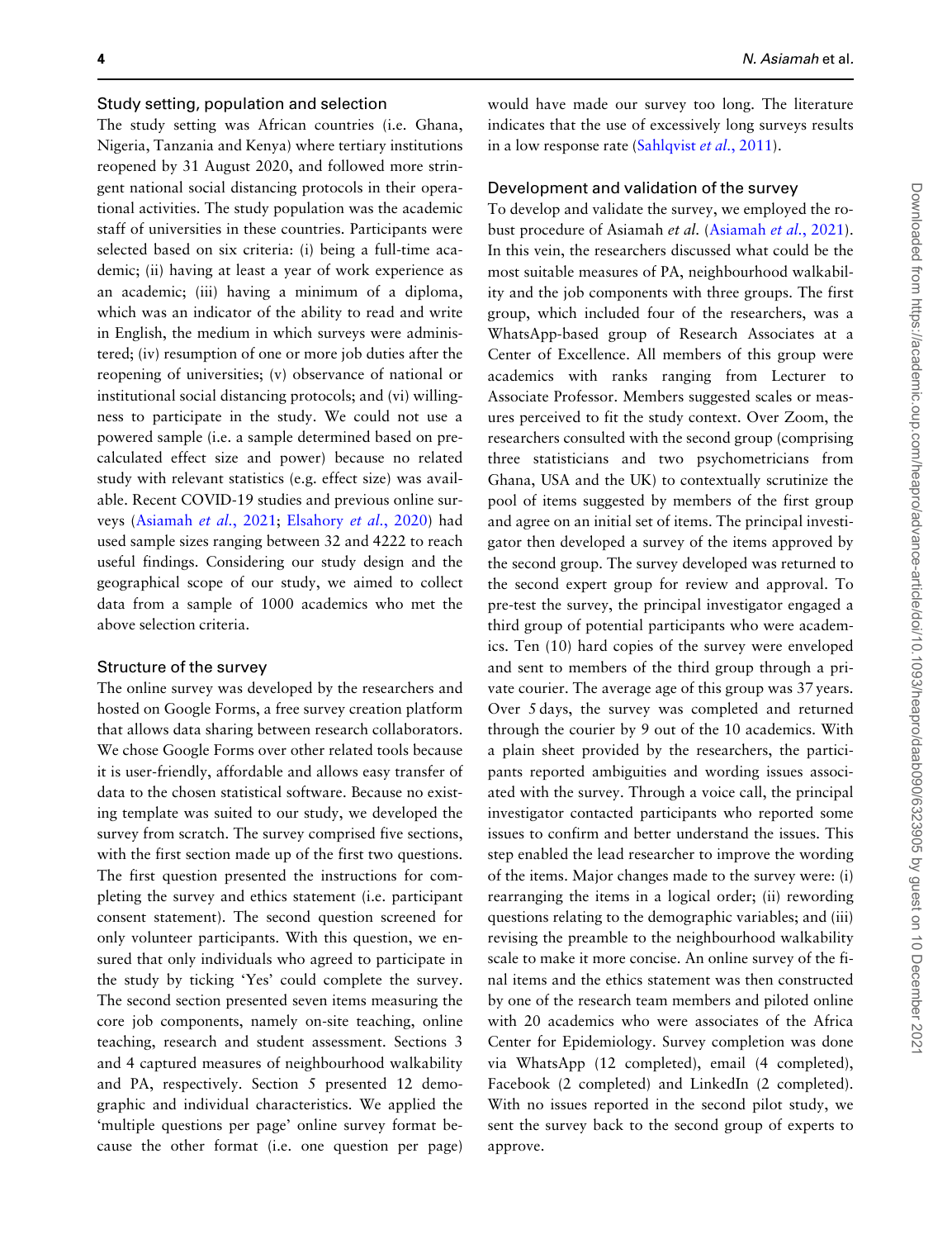## Study setting, population and selection

The study setting was African countries (i.e. Ghana, Nigeria, Tanzania and Kenya) where tertiary institutions reopened by 31 August 2020, and followed more stringent national social distancing protocols in their operational activities. The study population was the academic staff of universities in these countries. Participants were selected based on six criteria: (i) being a full-time academic; (ii) having at least a year of work experience as an academic; (iii) having a minimum of a diploma, which was an indicator of the ability to read and write in English, the medium in which surveys were administered; (iv) resumption of one or more job duties after the reopening of universities; (v) observance of national or institutional social distancing protocols; and (vi) willingness to participate in the study. We could not use a powered sample (i.e. a sample determined based on pre-calculated effect size and power) because no related study with relevant statistics (e.g. effect size) was available. Recent COVID-19 studies and previous online surveys (Asiamah *et al.*, 2021; Elsahory *et al.*, 2020) had used sample sizes ranging between 32 and 4222 to reach useful findings. Considering our study design and the geographical scope of our study, we aimed to collect data from a sample of 1000 academics who met the above selection criteria.

## Structure of the survey

The online survey was developed by the researchers and hosted on Google Forms, a free survey creation platform that allows data sharing between research collaborators. We chose Google Forms over other related tools because it is user-friendly, affordable and allows easy transfer of data to the chosen statistical software. Because no existing template was suited to our study, we developed the survey from scratch. The survey comprised five sections, with the first section made up of the first two questions. The first question presented the instructions for completing the survey and ethics statement (i.e. participant consent statement). The second question screened for only volunteer participants. With this question, we ensured that only individuals who agreed to participate in the study by ticking 'Yes' could complete the survey. The second section presented seven items measuring the core job components, namely on-site teaching, online teaching, research and student assessment. Sections 3 and 4 captured measures of neighbourhood walkability and PA, respectively. Section 5 presented 12 demographic and individual characteristics. We applied the 'multiple questions per page' online survey format because the other format (i.e. one question per page) would have made our survey too long. The literature indicates that the use of excessively long surveys results in a low response rate (Sahlqvist *et al.*, 2011).

## Development and validation of the survey

To develop and validate the survey, we employed the robust procedure of Asiamah *et al.* (Asiamah *et al.*, 2021). In this vein, the researchers discussed what could be the most suitable measures of PA, neighbourhood walkability and the job components with three groups. The first group, which included four of the researchers, was a WhatsApp-based group of Research Associates at a Center of Excellence. All members of this group were academics with ranks ranging from Lecturer to Associate Professor. Members suggested scales or measures perceived to fit the study context. Over Zoom, the researchers consulted with the second group (comprising three statisticians and two psychometricians from Ghana, USA and the UK) to contextually scrutinize the pool of items suggested by members of the first group and agree on an initial set of items. The principal investigator then developed a survey of the items approved by the second group. The survey developed was returned to the second expert group for review and approval. To pre-test the survey, the principal investigator engaged a third group of potential participants who were academics. Ten (10) hard copies of the survey were enveloped and sent to members of the third group through a private courier. The average age of this group was 37 years. Over 5 days, the survey was completed and returned through the courier by 9 out of the 10 academics. With a plain sheet provided by the researchers, the participants reported ambiguities and wording issues associated with the survey. Through a voice call, the principal investigator contacted participants who reported some issues to confirm and better understand the issues. This step enabled the lead researcher to improve the wording of the items. Major changes made to the survey were: (i) rearranging the items in a logical order; (ii) rewording questions relating to the demographic variables; and (iii) revising the preamble to the neighbourhood walkability scale to make it more concise. An online survey of the final items and the ethics statement was then constructed by one of the research team members and piloted online with 20 academics who were associates of the Africa Center for Epidemiology. Survey completion was done via WhatsApp (12 completed), email (4 completed), Facebook (2 completed) and LinkedIn (2 completed). With no issues reported in the second pilot study, we sent the survey back to the second group of experts to approve.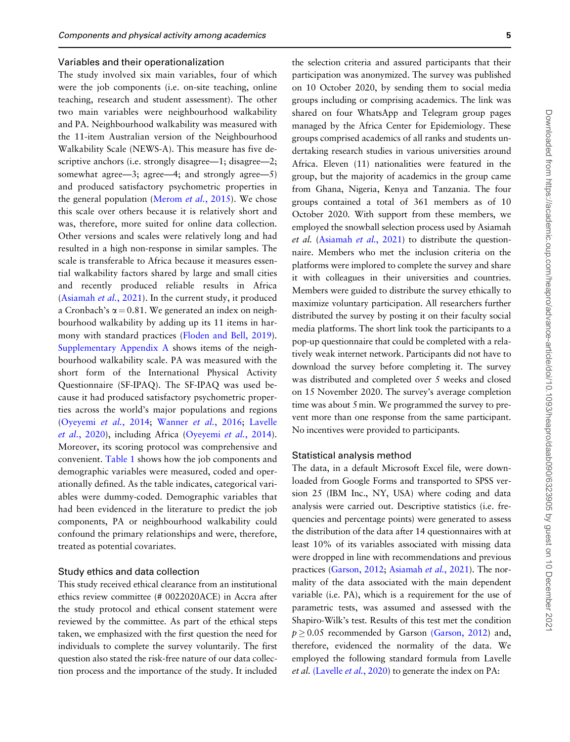### Variables and their operationalization

The study involved six main variables, four of which were the job components (i.e. on-site teaching, online teaching, research and student assessment). The other two main variables were neighbourhood walkability and PA. Neighbourhood walkability was measured with the 11-item Australian version of the Neighbourhood Walkability Scale (NEWS-A). This measure has five descriptive anchors (i.e. strongly disagree—1; disagree—2; somewhat agree—3; agree—4; and strongly agree—5) and produced satisfactory psychometric properties in the general population (Merom *et al.*, 2015). We chose this scale over others because it is relatively short and was, therefore, more suited for online data collection. Other versions and scales were relatively long and had resulted in a high non-response in similar samples. The scale is transferable to Africa because it measures essential walkability factors shared by large and small cities and recently produced reliable results in Africa (Asiamah *et al.*, 2021). In the current study, it produced a Cronbach's $\alpha = 0.81$. We generated an index on neighbourhood walkability by adding up its 11 items in harmony with standard practices (Floden and Bell, 2019). Supplementary Appendix A shows items of the neighbourhood walkability scale. PA was measured with the short form of the International Physical Activity Questionnaire (SF-IPAQ). The SF-IPAQ was used because it had produced satisfactory psychometric properties across the world's major populations and regions (Oyeyemi *et al.*, 2014; Wanner *et al.*, 2016; Lavelle *et al.*, 2020), including Africa (Oyeyemi *et al.*, 2014). Moreover, its scoring protocol was comprehensive and convenient. Table 1 shows how the job components and demographic variables were measured, coded and operationally defined. As the table indicates, categorical variables were dummy-coded. Demographic variables that had been evidenced in the literature to predict the job components, PA or neighbourhood walkability could confound the primary relationships and were, therefore, treated as potential covariates.

### Study ethics and data collection

This study received ethical clearance from an institutional ethics review committee (# 0022020ACE) in Accra after the study protocol and ethical consent statement were reviewed by the committee. As part of the ethical steps taken, we emphasized with the first question the need for individuals to complete the survey voluntarily. The first question also stated the risk-free nature of our data collection process and the importance of the study. It included the selection criteria and assured participants that their participation was anonymized. The survey was published on 10 October 2020, by sending them to social media groups including or comprising academics. The link was shared on four WhatsApp and Telegram group pages managed by the Africa Center for Epidemiology. These groups comprised academics of all ranks and students undertaking research studies in various universities around Africa. Eleven (11) nationalities were featured in the group, but the majority of academics in the group came from Ghana, Nigeria, Kenya and Tanzania. The four groups contained a total of 361 members as of 10 October 2020. With support from these members, we employed the snowball selection process used by Asiamah *et al.* (Asiamah *et al.*, 2021) to distribute the questionnaire. Members who met the inclusion criteria on the platforms were implored to complete the survey and share it with colleagues in their universities and countries. Members were guided to distribute the survey ethically to maximize voluntary participation. All researchers further distributed the survey by posting it on their faculty social media platforms. The short link took the participants to a pop-up questionnaire that could be completed with a relatively weak internet network. Participants did not have to download the survey before completing it. The survey was distributed and completed over 5 weeks and closed on 15 November 2020. The survey's average completion time was about 5 min. We programmed the survey to prevent more than one response from the same participant. No incentives were provided to participants.

### Statistical analysis method

The data, in a default Microsoft Excel file, were downloaded from Google Forms and transported to SPSS version 25 (IBM Inc., NY, USA) where coding and data analysis were carried out. Descriptive statistics (i.e. frequencies and percentage points) were generated to assess the distribution of the data after 14 questionnaires with at least 10% of its variables associated with missing data were dropped in line with recommendations and previous practices (Garson, 2012; Asiamah *et al.*, 2021). The normality of the data associated with the main dependent variable (i.e. PA), which is a requirement for the use of parametric tests, was assumed and assessed with the Shapiro-Wilk's test. Results of this test met the condition $p \geq 0.05$ recommended by Garson (Garson, 2012) and, therefore, evidenced the normality of the data. We employed the following standard formula from Lavelle *et al.* (Lavelle *et al.*, 2020) to generate the index on PA: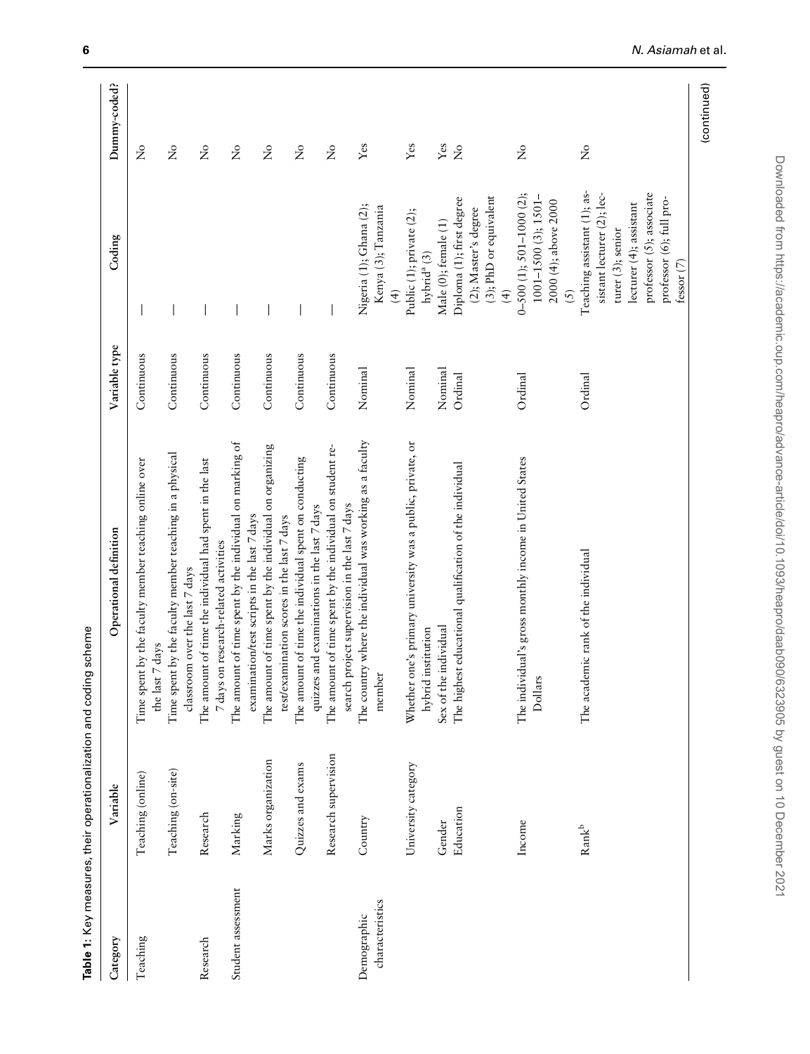**Table 1**: Key measures, their operationalization and coding scheme

| Category | Variable | Operational definition | Variable type | Coding | Dummy-coded? |
|---|---|---|---|---|---|
| Teaching | Teaching (online) | Time spent by the faculty member teaching online over the last 7 days | Continuous | — | No |
| | Teaching (on-site) | Time spent by the faculty member teaching in a physical classroom over the last 7 days | Continuous | — | No |
| Research | Research | The amount of time the individual had spent in the last 7 days on research-related activities | Continuous | — | No |
| Student assessment | Marking | The amount of time spent by the individual on marking of examination/test scripts in the last 7 days | Continuous | — | No |
| | Marks organization | The amount of time spent by the individual on organizing test/examination scores in the last 7 days | Continuous | — | No |
| | Quizzes and exams | The amount of time the individual spent on conducting quizzes and examinations in the last 7 days | Continuous | — | No |
| | Research supervision | The amount of time spent by the individual on student research project supervision in the last 7 days | Continuous | — | No |
| Demographic characteristics | Country | The country where the individual was working as a faculty member | Nominal | Nigeria (1); Ghana (2); Kenya (3); Tanzania (4) | Yes |
| | University category | Whether one's primary university was a public, private, or hybrid institution | Nominal | Public (1); private (2); hybrid[a] (3) | Yes |
| | Gender | Sex of the individual | Nominal | Male (0); female (1) | Yes |
| | Education | The highest educational qualification of the individual | Ordinal | Diploma (1); first degree (2); Master's degree (3); PhD or equivalent (4) | No |
| | Income | The individual's gross monthly income in United States Dollars | Ordinal | 0–500 (1); 501–1000 (2); 1001–1500 (3); 1501–2000 (4); above 2000 (5) | No |
| | Rank[b] | The academic rank of the individual | Ordinal | Teaching assistant (1); assistant lecturer (2); lecturer (3); senior lecturer (4); assistant professor (5); associate professor (6); full professor (7) | No |

(continued)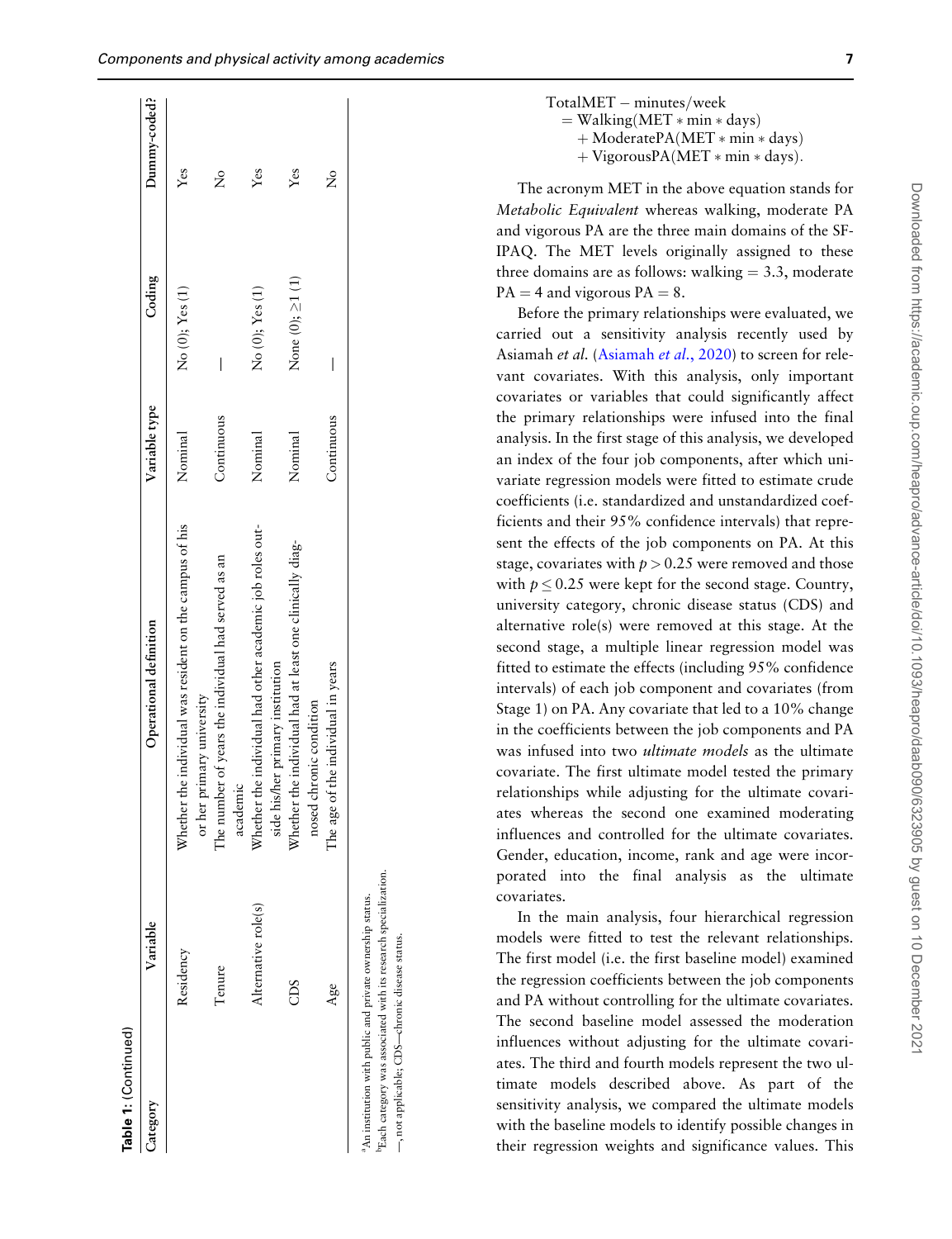Table 1: (Continued)

| Category | Variable | Operational definition | Variable type | Coding | Dummy-coded? |
|---|---|---|---|---|---|
| | Residency | Whether the individual was resident on the campus of his or her primary university | Nominal | No (0); Yes (1) | Yes |
| | Tenure | The number of years the individual had served as an academic | Continuous | — | No |
| | Alternative role(s) | Whether the individual had other academic job roles outside his/her primary institution | Nominal | No (0); Yes (1) | Yes |
| | CDS | Whether the individual had at least one clinically diagnosed chronic condition | Nominal | None (0); ≥1 (1) | Yes |
| | Age | The age of the individual in years | Continuous | — | No |

[a]An institution with public and private ownership status.
[b]Each category was associated with its research specialization.
—, not applicable; CDS—chronic disease status.

$$\begin{aligned}\text{TotalMET} - \text{minutes/week} &= \text{Walking}(\text{MET} * \text{min} * \text{days}) \\ &+ \text{ModeratePA}(\text{MET} * \text{min} * \text{days}) \\ &+ \text{VigorousPA}(\text{MET} * \text{min} * \text{days}).\end{aligned}$$

The acronym MET in the above equation stands for *Metabolic Equivalent* whereas walking, moderate PA and vigorous PA are the three main domains of the SF-IPAQ. The MET levels originally assigned to these three domains are as follows: walking = 3.3, moderate PA = 4 and vigorous PA = 8.

Before the primary relationships were evaluated, we carried out a sensitivity analysis recently used by Asiamah *et al.* (Asiamah *et al.*, 2020) to screen for relevant covariates. With this analysis, only important covariates or variables that could significantly affect the primary relationships were infused into the final analysis. In the first stage of this analysis, we developed an index of the four job components, after which univariate regression models were fitted to estimate crude coefficients (i.e. standardized and unstandardized coefficients and their 95% confidence intervals) that represent the effects of the job components on PA. At this stage, covariates with $p > 0.25$ were removed and those with $p \leq 0.25$ were kept for the second stage. Country, university category, chronic disease status (CDS) and alternative role(s) were removed at this stage. At the second stage, a multiple linear regression model was fitted to estimate the effects (including 95% confidence intervals) of each job component and covariates (from Stage 1) on PA. Any covariate that led to a 10% change in the coefficients between the job components and PA was infused into two *ultimate models* as the ultimate covariate. The first ultimate model tested the primary relationships while adjusting for the ultimate covariates whereas the second one examined moderating influences and controlled for the ultimate covariates. Gender, education, income, rank and age were incorporated into the final analysis as the ultimate covariates.

In the main analysis, four hierarchical regression models were fitted to test the relevant relationships. The first model (i.e. the first baseline model) examined the regression coefficients between the job components and PA without controlling for the ultimate covariates. The second baseline model assessed the moderation influences without adjusting for the ultimate covariates. The third and fourth models represent the two ultimate models described above. As part of the sensitivity analysis, we compared the ultimate models with the baseline models to identify possible changes in their regression weights and significance values. This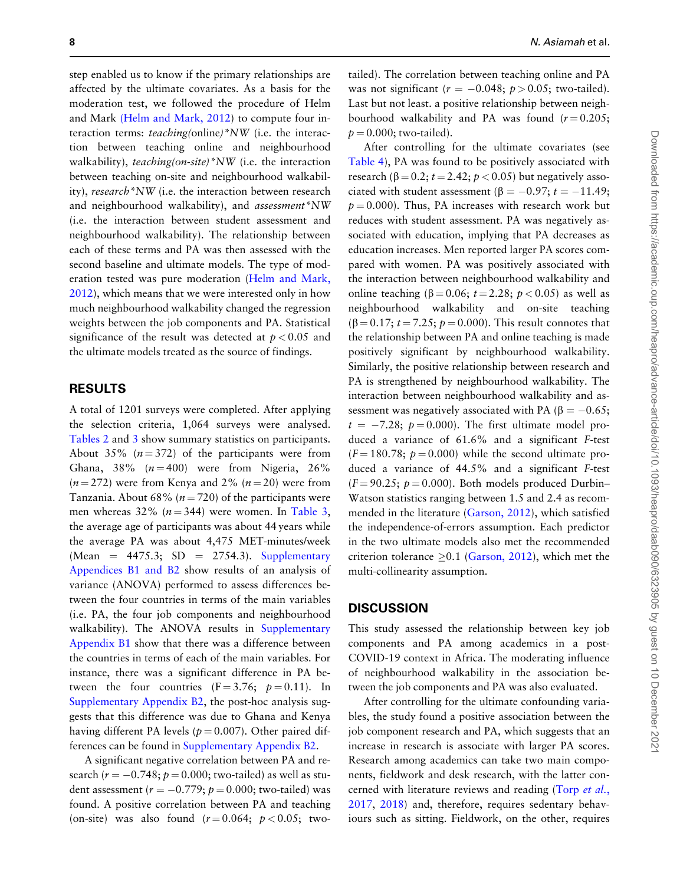step enabled us to know if the primary relationships are affected by the ultimate covariates. As a basis for the moderation test, we followed the procedure of Helm and Mark (Helm and Mark, 2012) to compute four interaction terms: *teaching(*online*)\*NW* (i.e. the interaction between teaching online and neighbourhood walkability), *teaching(on-site)\*NW* (i.e. the interaction between teaching on-site and neighbourhood walkability), *research\*NW* (i.e. the interaction between research and neighbourhood walkability), and *assessment\*NW* (i.e. the interaction between student assessment and neighbourhood walkability). The relationship between each of these terms and PA was then assessed with the second baseline and ultimate models. The type of moderation tested was pure moderation (Helm and Mark, 2012), which means that we were interested only in how much neighbourhood walkability changed the regression weights between the job components and PA. Statistical significance of the result was detected at $p < 0.05$ and the ultimate models treated as the source of findings.

## RESULTS

A total of 1201 surveys were completed. After applying the selection criteria, 1,064 surveys were analysed. Tables 2 and 3 show summary statistics on participants. About 35% ($n = 372$) of the participants were from Ghana, 38% ($n = 400$) were from Nigeria, 26% ($n = 272$) were from Kenya and 2% ($n = 20$) were from Tanzania. About 68% ($n = 720$) of the participants were men whereas 32% ($n = 344$) were women. In Table 3, the average age of participants was about 44 years while the average PA was about 4,475 MET-minutes/week (Mean = 4475.3; SD = 2754.3). Supplementary Appendices B1 and B2 show results of an analysis of variance (ANOVA) performed to assess differences between the four countries in terms of the main variables (i.e. PA, the four job components and neighbourhood walkability). The ANOVA results in Supplementary Appendix B1 show that there was a difference between the countries in terms of each of the main variables. For instance, there was a significant difference in PA between the four countries ($F = 3.76$; $p = 0.11$). In Supplementary Appendix B2, the post-hoc analysis suggests that this difference was due to Ghana and Kenya having different PA levels ($p = 0.007$). Other paired differences can be found in Supplementary Appendix B2.

A significant negative correlation between PA and research ($r = -0.748$; $p = 0.000$; two-tailed) as well as student assessment ($r = -0.779$; $p = 0.000$; two-tailed) was found. A positive correlation between PA and teaching (on-site) was also found ($r = 0.064$; $p < 0.05$; two-tailed). The correlation between teaching online and PA was not significant ($r = -0.048$; $p > 0.05$; two-tailed). Last but not least. a positive relationship between neighbourhood walkability and PA was found ($r = 0.205$; $p = 0.000$; two-tailed).

After controlling for the ultimate covariates (see Table 4), PA was found to be positively associated with research ($\beta = 0.2$; $t = 2.42$; $p < 0.05$) but negatively associated with student assessment ($\beta = -0.97$; $t = -11.49$; $p = 0.000$). Thus, PA increases with research work but reduces with student assessment. PA was negatively associated with education, implying that PA decreases as education increases. Men reported larger PA scores compared with women. PA was positively associated with the interaction between neighbourhood walkability and online teaching ($\beta = 0.06$; $t = 2.28$; $p < 0.05$) as well as neighbourhood walkability and on-site teaching ($\beta = 0.17$; $t = 7.25$; $p = 0.000$). This result connotes that the relationship between PA and online teaching is made positively significant by neighbourhood walkability. Similarly, the positive relationship between research and PA is strengthened by neighbourhood walkability. The interaction between neighbourhood walkability and assessment was negatively associated with PA ($\beta = -0.65$; $t = -7.28$; $p = 0.000$). The first ultimate model produced a variance of 61.6% and a significant *F*-test ($F = 180.78$; $p = 0.000$) while the second ultimate produced a variance of 44.5% and a significant *F*-test ($F = 90.25$; $p = 0.000$). Both models produced Durbin–Watson statistics ranging between 1.5 and 2.4 as recommended in the literature (Garson, 2012), which satisfied the independence-of-errors assumption. Each predictor in the two ultimate models also met the recommended criterion tolerance $\geq 0.1$ (Garson, 2012), which met the multi-collinearity assumption.

## DISCUSSION

This study assessed the relationship between key job components and PA among academics in a post-COVID-19 context in Africa. The moderating influence of neighbourhood walkability in the association between the job components and PA was also evaluated.

After controlling for the ultimate confounding variables, the study found a positive association between the job component research and PA, which suggests that an increase in research is associate with larger PA scores. Research among academics can take two main components, fieldwork and desk research, with the latter concerned with literature reviews and reading (Torp *et al.*, 2017, 2018) and, therefore, requires sedentary behaviours such as sitting. Fieldwork, on the other, requires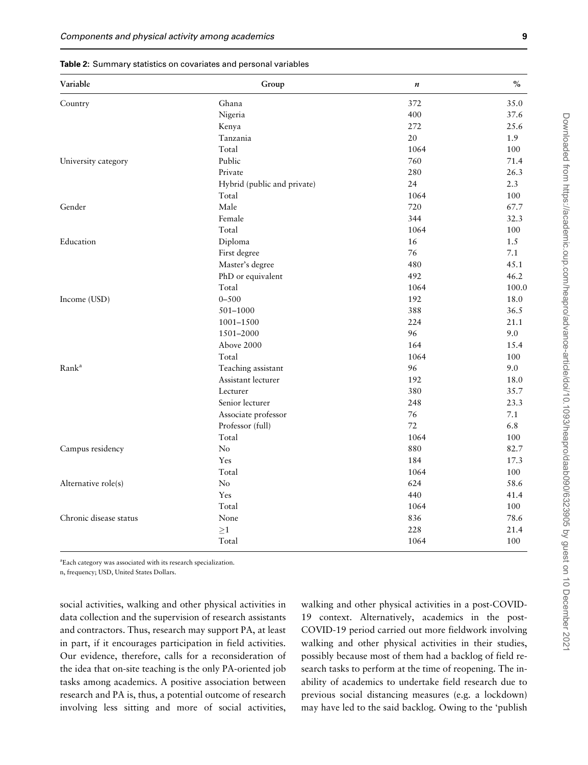**Table 2:** Summary statistics on covariates and personal variables

| Variable | Group | n | % |
|---|---|---|---|
| Country | Ghana | 372 | 35.0 |
| | Nigeria | 400 | 37.6 |
| | Kenya | 272 | 25.6 |
| | Tanzania | 20 | 1.9 |
| | Total | 1064 | 100 |
| University category | Public | 760 | 71.4 |
| | Private | 280 | 26.3 |
| | Hybrid (public and private) | 24 | 2.3 |
| | Total | 1064 | 100 |
| Gender | Male | 720 | 67.7 |
| | Female | 344 | 32.3 |
| | Total | 1064 | 100 |
| Education | Diploma | 16 | 1.5 |
| | First degree | 76 | 7.1 |
| | Master's degree | 480 | 45.1 |
| | PhD or equivalent | 492 | 46.2 |
| | Total | 1064 | 100.0 |
| Income (USD) | 0–500 | 192 | 18.0 |
| | 501–1000 | 388 | 36.5 |
| | 1001–1500 | 224 | 21.1 |
| | 1501–2000 | 96 | 9.0 |
| | Above 2000 | 164 | 15.4 |
| | Total | 1064 | 100 |
| Rank[a] | Teaching assistant | 96 | 9.0 |
| | Assistant lecturer | 192 | 18.0 |
| | Lecturer | 380 | 35.7 |
| | Senior lecturer | 248 | 23.3 |
| | Associate professor | 76 | 7.1 |
| | Professor (full) | 72 | 6.8 |
| | Total | 1064 | 100 |
| Campus residency | No | 880 | 82.7 |
| | Yes | 184 | 17.3 |
| | Total | 1064 | 100 |
| Alternative role(s) | No | 624 | 58.6 |
| | Yes | 440 | 41.4 |
| | Total | 1064 | 100 |
| Chronic disease status | None | 836 | 78.6 |
| | $\geq$1 | 228 | 21.4 |
| | Total | 1064 | 100 |

[a]Each category was associated with its research specialization.
n, frequency; USD, United States Dollars.

social activities, walking and other physical activities in data collection and the supervision of research assistants and contractors. Thus, research may support PA, at least in part, if it encourages participation in field activities. Our evidence, therefore, calls for a reconsideration of the idea that on-site teaching is the only PA-oriented job tasks among academics. A positive association between research and PA is, thus, a potential outcome of research involving less sitting and more of social activities, walking and other physical activities in a post-COVID-19 context. Alternatively, academics in the post-COVID-19 period carried out more fieldwork involving walking and other physical activities in their studies, possibly because most of them had a backlog of field research tasks to perform at the time of reopening. The inability of academics to undertake field research due to previous social distancing measures (e.g. a lockdown) may have led to the said backlog. Owing to the 'publish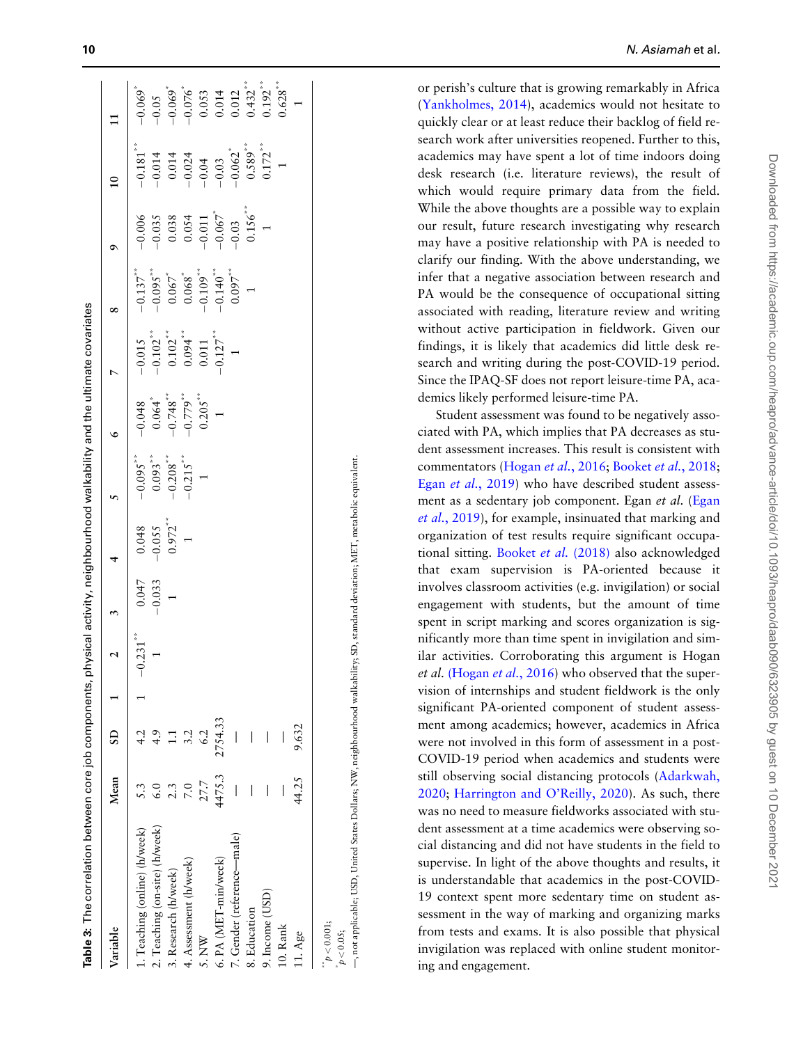**Table 3:** The correlation between core job components, physical activity, neighbourhood walkability and the ultimate covariates

| Variable | Mean | SD | 1 | 2 | 3 | 4 | 5 | 6 | 7 | 8 | 9 | 10 | 11 |
|---|---|---|---|---|---|---|---|---|---|---|---|---|---|
| 1. Teaching (online) (h/week) | 5.3 | 4.2 | 1 | −0.231** | 0.047 | 0.048 | −0.095** | −0.048 | −0.015 | −0.137** | −0.006 | −0.181** | −0.069* |
| 2. Teaching (on-site) (h/week) | 6.0 | 4.9 | | 1 | −0.033 | −0.055 | 0.093** | 0.064* | −0.102** | −0.095** | −0.035 | −0.014 | −0.05 |
| 3. Research (h/week) | 2.3 | 1.1 | | | 1 | 0.972** | −0.208** | −0.748** | 0.102** | 0.067* | 0.038 | 0.014 | −0.069* |
| 4. Assessment (h/week) | 7.0 | 3.2 | | | | 1 | −0.215** | −0.779** | 0.094** | 0.068* | 0.054 | −0.024 | −0.076* |
| 5. NW | 27.7 | 6.2 | | | | | 1 | 0.205** | 0.011 | −0.109** | −0.011 | −0.04 | 0.053 |
| 6. PA (MET-min/week) | 4475.3 | 2754.33 | | | | | | 1 | −0.127** | −0.140** | −0.067* | −0.03 | 0.014 |
| 7. Gender (reference—male) | — | — | | | | | | | 1 | 0.097** | −0.03 | −0.062* | 0.012 |
| 8. Education | — | — | | | | | | | | 1 | 0.156** | 0.589** | 0.432** |
| 9. Income (USD) | — | — | | | | | | | | | 1 | 0.172** | 0.192** |
| 10. Rank | — | — | | | | | | | | | | 1 | 0.628** |
| 11. Age | 44.25 | 9.632 | | | | | | | | | | | 1 |

**$p < 0.001$;
*$p < 0.05$;
—, not applicable; USD, United States Dollars; NW, neighbourhood walkability; SD, standard deviation; MET, metabolic equivalent.

or perish's culture that is growing remarkably in Africa (Yankholmes, 2014), academics would not hesitate to quickly clear or at least reduce their backlog of field research work after universities reopened. Further to this, academics may have spent a lot of time indoors doing desk research (i.e. literature reviews), the result of which would require primary data from the field. While the above thoughts are a possible way to explain our result, future research investigating why research may have a positive relationship with PA is needed to clarify our finding. With the above understanding, we infer that a negative association between research and PA would be the consequence of occupational sitting associated with reading, literature review and writing without active participation in fieldwork. Given our findings, it is likely that academics did little desk research and writing during the post-COVID-19 period. Since the IPAQ-SF does not report leisure-time PA, academics likely performed leisure-time PA.

Student assessment was found to be negatively associated with PA, which implies that PA decreases as student assessment increases. This result is consistent with commentators (Hogan *et al.*, 2016; Booket *et al.*, 2018; Egan *et al.*, 2019) who have described student assessment as a sedentary job component. Egan *et al.* (Egan *et al.*, 2019), for example, insinuated that marking and organization of test results require significant occupational sitting. Booket *et al.* (2018) also acknowledged that exam supervision is PA-oriented because it involves classroom activities (e.g. invigilation) or social engagement with students, but the amount of time spent in script marking and scores organization is significantly more than time spent in invigilation and similar activities. Corroborating this argument is Hogan *et al.* (Hogan *et al.*, 2016) who observed that the supervision of internships and student fieldwork is the only significant PA-oriented component of student assessment among academics; however, academics in Africa were not involved in this form of assessment in a post-COVID-19 period when academics and students were still observing social distancing protocols (Adarkwah, 2020; Harrington and O'Reilly, 2020). As such, there was no need to measure fieldworks associated with student assessment at a time academics were observing social distancing and did not have students in the field to supervise. In light of the above thoughts and results, it is understandable that academics in the post-COVID-19 context spent more sedentary time on student assessment in the way of marking and organizing marks from tests and exams. It is also possible that physical invigilation was replaced with online student monitoring and engagement.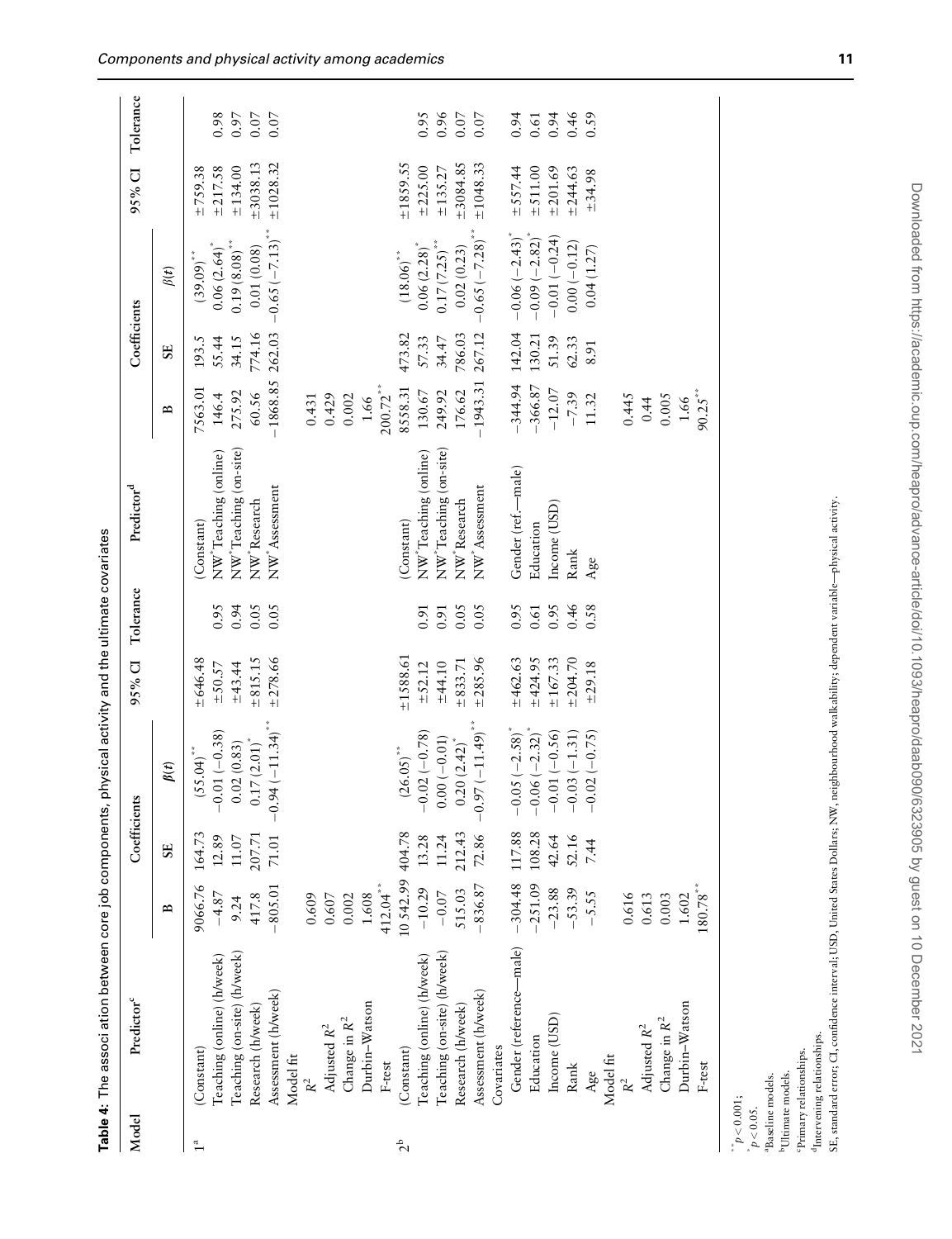**Table 4:** The association between core job components, physical activity and the ultimate covariates

| Model | Predictor[c] | Coefficients | | | 95% CI | Tolerance | Predictor[d] | Coefficients | | | 95% CI | Tolerance |
|---|---|---|---|---|---|---|---|---|---|---|---|---|
| | | B | SE | $\beta(t)$ | | | | B | SE | $\beta(t)$ | | |
| 1[a] | (Constant) | 9066.76 | 164.73 | (55.04)** | ±646.48 | | (Constant) | 7563.01 | 193.5 | (39.09)** | ±759.38 | |
| | Teaching (online) (h/week) | −4.87 | 12.89 | −0.01 (−0.38) | ±50.57 | 0.95 | NW*Teaching (online) | 146.4 | 55.44 | 0.06 (2.64)* | ±217.58 | 0.98 |
| | Teaching (on-site) (h/week) | 9.24 | 11.07 | 0.02 (0.83) | ±43.44 | 0.94 | NW*Teaching (on-site) | 275.92 | 34.15 | 0.19 (8.08)** | ±134.00 | 0.97 |
| | Research (h/week) | 417.8 | 207.71 | 0.17 (2.01)* | ±815.15 | 0.05 | NW*Research | 60.56 | 774.16 | 0.01 (0.08) | ±3038.13 | 0.07 |
| | Assessment (h/week) | −805.01 | 71.01 | −0.94 (−11.34)** | ±278.66 | 0.05 | NW*Assessment | −1868.85 | 262.03 | −0.65 (−7.13)** | ±1028.32 | 0.07 |
| | Model fit | | | | | | | | | | | |
| | $R^2$ | 0.609 | | | | | | 0.431 | | | | |
| | Adjusted $R^2$ | 0.607 | | | | | | 0.429 | | | | |
| | Change in $R^2$ | 0.002 | | | | | | 0.002 | | | | |
| | Durbin–Watson | 1.608 | | | | | | 1.66 | | | | |
| | F-test | 412.04** | | | | | | 200.72** | | | | |
| 2[b] | (Constant) | 10 542.99 | 404.78 | (26.05)** | ±1588.61 | | (Constant) | 8558.31 | 473.82 | (18.06)** | ±1859.55 | |
| | Teaching (online) (h/week) | −10.29 | 13.28 | −0.02 (−0.78) | ±52.12 | 0.91 | NW*Teaching (online) | 130.67 | 57.33 | 0.06 (2.28)* | ±225.00 | 0.95 |
| | Teaching (on-site) (h/week) | −0.07 | 11.24 | 0.00 (−0.01) | ±44.10 | 0.91 | NW*Teaching (on-site) | 249.92 | 34.47 | 0.17 (7.25)** | ±135.27 | 0.96 |
| | Research (h/week) | 515.03 | 212.43 | 0.20 (2.42)* | ±833.71 | 0.05 | NW*Research | 176.62 | 786.03 | 0.02 (0.23) | ±3084.85 | 0.07 |
| | Assessment (h/week) | −836.87 | 72.86 | −0.97 (−11.49)** | ±285.96 | 0.05 | NW*Assessment | −1943.31 | 267.12 | −0.65 (−7.28)** | ±1048.33 | 0.07 |
| | Covariates | | | | | | | | | | | |
| | Gender (reference—male) | −304.48 | 117.88 | −0.05 (−2.58)* | ±462.63 | 0.95 | Gender (ref.—male) | −344.94 | 142.04 | −0.06 (−2.43)* | ±557.44 | 0.94 |
| | Education | −251.09 | 108.28 | −0.06 (−2.32)* | ±424.95 | 0.61 | Education | −366.87 | 130.21 | −0.09 (−2.82)* | ±511.00 | 0.61 |
| | Income (USD) | −23.88 | 42.64 | −0.01 (−0.56) | ±167.33 | 0.95 | Income (USD) | −12.07 | 51.39 | −0.01 (−0.24) | ±201.69 | 0.94 |
| | Rank | −53.39 | 52.16 | −0.03 (−1.31) | ±204.70 | 0.46 | Rank | −7.39 | 62.33 | 0.00 (−0.12) | ±244.63 | 0.46 |
| | Age | −5.55 | 7.44 | −0.02 (−0.75) | ±29.18 | 0.58 | Age | 11.32 | 8.91 | 0.04 (1.27) | ±34.98 | 0.59 |
| | Model fit | | | | | | | | | | | |
| | $R^2$ | 0.616 | | | | | | 0.445 | | | | |
| | Adjusted $R^2$ | 0.613 | | | | | | 0.44 | | | | |
| | Change in $R^2$ | 0.003 | | | | | | 0.005 | | | | |
| | Durbin–Watson | 1.602 | | | | | | 1.66 | | | | |
| | F-test | 180.78** | | | | | | 90.25** | | | | |

**$p < 0.001$;
*$p < 0.05$.
[a]Baseline models.
[b]Ultimate models.
[c]Primary relationships.
[d]Intervening relationships.
SE, standard error; CI, confidence interval; USD, United States Dollars; NW, neighbourhood walkability; dependent variable—physical activity.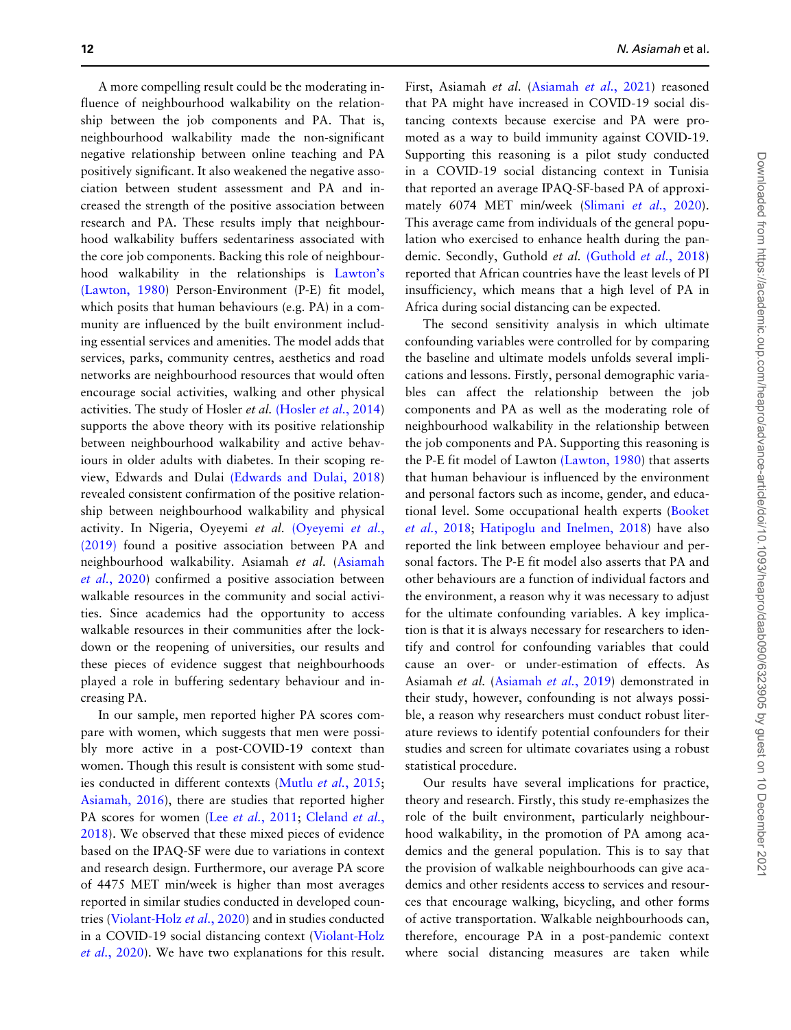A more compelling result could be the moderating influence of neighbourhood walkability on the relationship between the job components and PA. That is, neighbourhood walkability made the non-significant negative relationship between online teaching and PA positively significant. It also weakened the negative association between student assessment and PA and increased the strength of the positive association between research and PA. These results imply that neighbourhood walkability buffers sedentariness associated with the core job components. Backing this role of neighbourhood walkability in the relationships is Lawton's (Lawton, 1980) Person-Environment (P-E) fit model, which posits that human behaviours (e.g. PA) in a community are influenced by the built environment including essential services and amenities. The model adds that services, parks, community centres, aesthetics and road networks are neighbourhood resources that would often encourage social activities, walking and other physical activities. The study of Hosler *et al.* (Hosler *et al.*, 2014) supports the above theory with its positive relationship between neighbourhood walkability and active behaviours in older adults with diabetes. In their scoping review, Edwards and Dulai (Edwards and Dulai, 2018) revealed consistent confirmation of the positive relationship between neighbourhood walkability and physical activity. In Nigeria, Oyeyemi *et al.* (Oyeyemi *et al.*, (2019) found a positive association between PA and neighbourhood walkability. Asiamah *et al.* (Asiamah *et al.*, 2020) confirmed a positive association between walkable resources in the community and social activities. Since academics had the opportunity to access walkable resources in their communities after the lockdown or the reopening of universities, our results and these pieces of evidence suggest that neighbourhoods played a role in buffering sedentary behaviour and increasing PA.

In our sample, men reported higher PA scores compare with women, which suggests that men were possibly more active in a post-COVID-19 context than women. Though this result is consistent with some studies conducted in different contexts (Mutlu *et al.*, 2015; Asiamah, 2016), there are studies that reported higher PA scores for women (Lee *et al.*, 2011; Cleland *et al.*, 2018). We observed that these mixed pieces of evidence based on the IPAQ-SF were due to variations in context and research design. Furthermore, our average PA score of 4475 MET min/week is higher than most averages reported in similar studies conducted in developed countries (Violant-Holz *et al.*, 2020) and in studies conducted in a COVID-19 social distancing context (Violant-Holz *et al.*, 2020). We have two explanations for this result. First, Asiamah *et al.* (Asiamah *et al.*, 2021) reasoned that PA might have increased in COVID-19 social distancing contexts because exercise and PA were promoted as a way to build immunity against COVID-19. Supporting this reasoning is a pilot study conducted in a COVID-19 social distancing context in Tunisia that reported an average IPAQ-SF-based PA of approximately 6074 MET min/week (Slimani *et al.*, 2020). This average came from individuals of the general population who exercised to enhance health during the pandemic. Secondly, Guthold *et al.* (Guthold *et al.*, 2018) reported that African countries have the least levels of PI insufficiency, which means that a high level of PA in Africa during social distancing can be expected.

The second sensitivity analysis in which ultimate confounding variables were controlled for by comparing the baseline and ultimate models unfolds several implications and lessons. Firstly, personal demographic variables can affect the relationship between the job components and PA as well as the moderating role of neighbourhood walkability in the relationship between the job components and PA. Supporting this reasoning is the P-E fit model of Lawton (Lawton, 1980) that asserts that human behaviour is influenced by the environment and personal factors such as income, gender, and educational level. Some occupational health experts (Booket *et al.*, 2018; Hatipoglu and Inelmen, 2018) have also reported the link between employee behaviour and personal factors. The P-E fit model also asserts that PA and other behaviours are a function of individual factors and the environment, a reason why it was necessary to adjust for the ultimate confounding variables. A key implication is that it is always necessary for researchers to identify and control for confounding variables that could cause an over- or under-estimation of effects. As Asiamah *et al.* (Asiamah *et al.*, 2019) demonstrated in their study, however, confounding is not always possible, a reason why researchers must conduct robust literature reviews to identify potential confounders for their studies and screen for ultimate covariates using a robust statistical procedure.

Our results have several implications for practice, theory and research. Firstly, this study re-emphasizes the role of the built environment, particularly neighbourhood walkability, in the promotion of PA among academics and the general population. This is to say that the provision of walkable neighbourhoods can give academics and other residents access to services and resources that encourage walking, bicycling, and other forms of active transportation. Walkable neighbourhoods can, therefore, encourage PA in a post-pandemic context where social distancing measures are taken while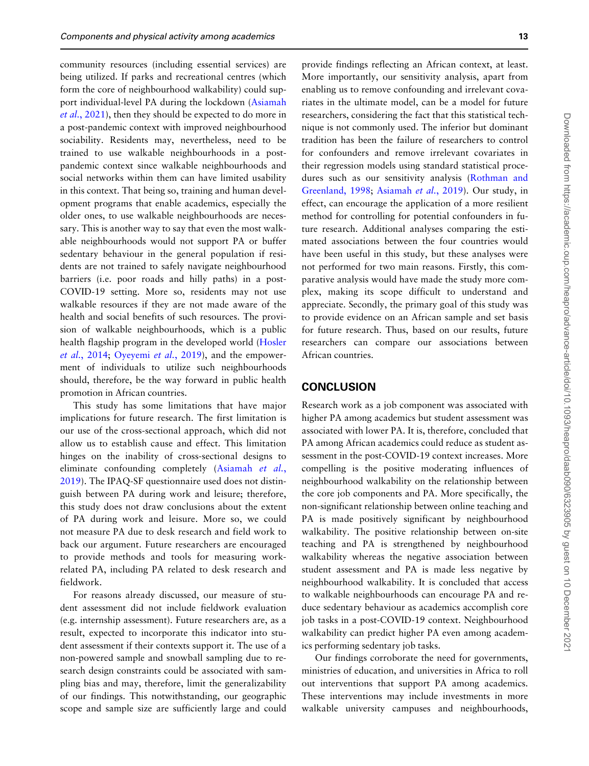community resources (including essential services) are being utilized. If parks and recreational centres (which form the core of neighbourhood walkability) could support individual-level PA during the lockdown (Asiamah *et al.*, 2021), then they should be expected to do more in a post-pandemic context with improved neighbourhood sociability. Residents may, nevertheless, need to be trained to use walkable neighbourhoods in a post-pandemic context since walkable neighbourhoods and social networks within them can have limited usability in this context. That being so, training and human development programs that enable academics, especially the older ones, to use walkable neighbourhoods are necessary. This is another way to say that even the most walkable neighbourhoods would not support PA or buffer sedentary behaviour in the general population if residents are not trained to safely navigate neighbourhood barriers (i.e. poor roads and hilly paths) in a post-COVID-19 setting. More so, residents may not use walkable resources if they are not made aware of the health and social benefits of such resources. The provision of walkable neighbourhoods, which is a public health flagship program in the developed world (Hosler *et al.*, 2014; Oyeyemi *et al.*, 2019), and the empowerment of individuals to utilize such neighbourhoods should, therefore, be the way forward in public health promotion in African countries.

This study has some limitations that have major implications for future research. The first limitation is our use of the cross-sectional approach, which did not allow us to establish cause and effect. This limitation hinges on the inability of cross-sectional designs to eliminate confounding completely (Asiamah *et al.*, 2019). The IPAQ-SF questionnaire used does not distinguish between PA during work and leisure; therefore, this study does not draw conclusions about the extent of PA during work and leisure. More so, we could not measure PA due to desk research and field work to back our argument. Future researchers are encouraged to provide methods and tools for measuring work-related PA, including PA related to desk research and fieldwork.

For reasons already discussed, our measure of student assessment did not include fieldwork evaluation (e.g. internship assessment). Future researchers are, as a result, expected to incorporate this indicator into student assessment if their contexts support it. The use of a non-powered sample and snowball sampling due to research design constraints could be associated with sampling bias and may, therefore, limit the generalizability of our findings. This notwithstanding, our geographic scope and sample size are sufficiently large and could provide findings reflecting an African context, at least. More importantly, our sensitivity analysis, apart from enabling us to remove confounding and irrelevant covariates in the ultimate model, can be a model for future researchers, considering the fact that this statistical technique is not commonly used. The inferior but dominant tradition has been the failure of researchers to control for confounders and remove irrelevant covariates in their regression models using standard statistical procedures such as our sensitivity analysis (Rothman and Greenland, 1998; Asiamah *et al.*, 2019). Our study, in effect, can encourage the application of a more resilient method for controlling for potential confounders in future research. Additional analyses comparing the estimated associations between the four countries would have been useful in this study, but these analyses were not performed for two main reasons. Firstly, this comparative analysis would have made the study more complex, making its scope difficult to understand and appreciate. Secondly, the primary goal of this study was to provide evidence on an African sample and set basis for future research. Thus, based on our results, future researchers can compare our associations between African countries.

## CONCLUSION

Research work as a job component was associated with higher PA among academics but student assessment was associated with lower PA. It is, therefore, concluded that PA among African academics could reduce as student assessment in the post-COVID-19 context increases. More compelling is the positive moderating influences of neighbourhood walkability on the relationship between the core job components and PA. More specifically, the non-significant relationship between online teaching and PA is made positively significant by neighbourhood walkability. The positive relationship between on-site teaching and PA is strengthened by neighbourhood walkability whereas the negative association between student assessment and PA is made less negative by neighbourhood walkability. It is concluded that access to walkable neighbourhoods can encourage PA and reduce sedentary behaviour as academics accomplish core job tasks in a post-COVID-19 context. Neighbourhood walkability can predict higher PA even among academics performing sedentary job tasks.

Our findings corroborate the need for governments, ministries of education, and universities in Africa to roll out interventions that support PA among academics. These interventions may include investments in more walkable university campuses and neighbourhoods,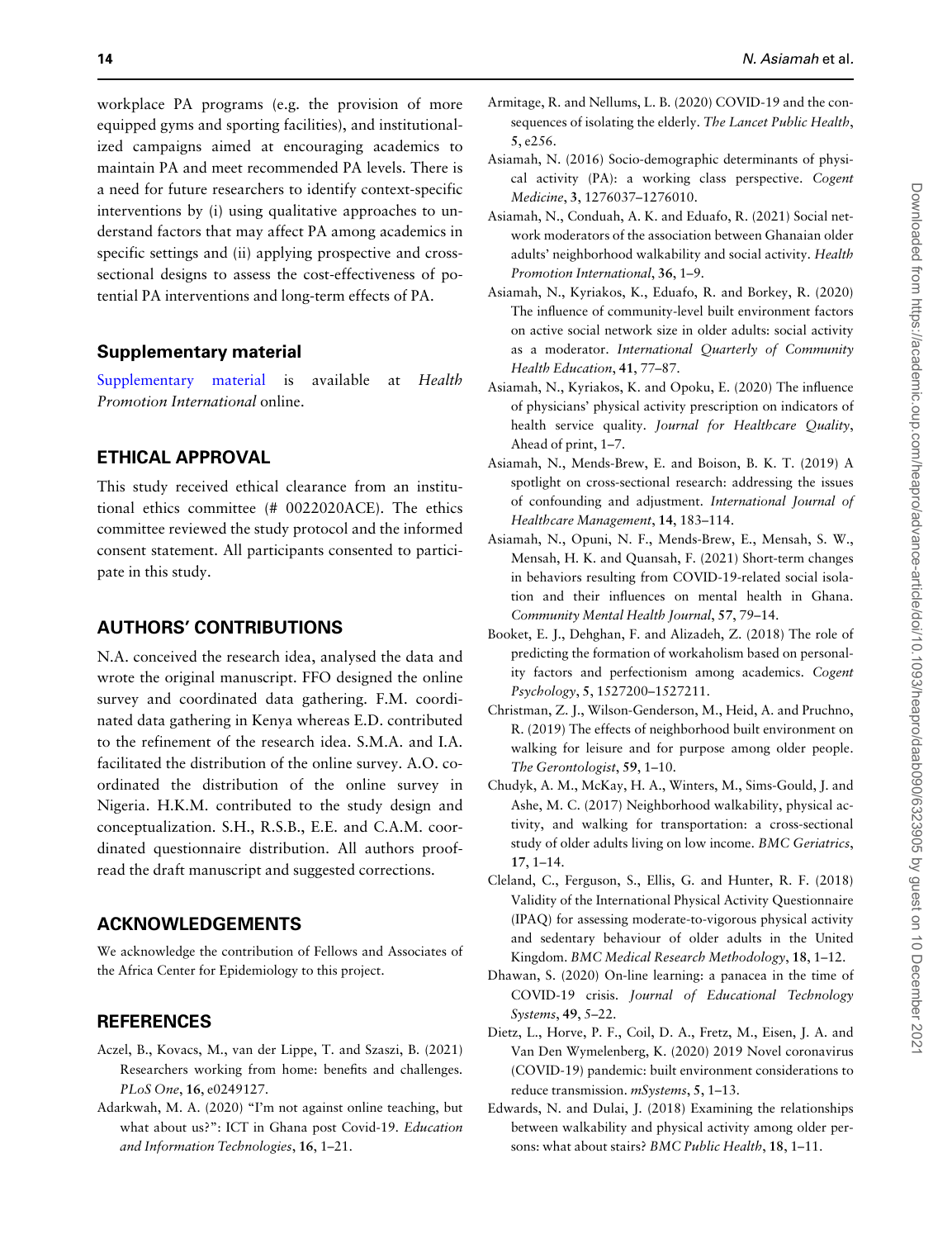workplace PA programs (e.g. the provision of more equipped gyms and sporting facilities), and institutionalized campaigns aimed at encouraging academics to maintain PA and meet recommended PA levels. There is a need for future researchers to identify context-specific interventions by (i) using qualitative approaches to understand factors that may affect PA among academics in specific settings and (ii) applying prospective and cross-sectional designs to assess the cost-effectiveness of potential PA interventions and long-term effects of PA.

## Supplementary material

Supplementary material is available at *Health Promotion International* online.

## ETHICAL APPROVAL

This study received ethical clearance from an institutional ethics committee (# 0022020ACE). The ethics committee reviewed the study protocol and the informed consent statement. All participants consented to participate in this study.

## AUTHORS' CONTRIBUTIONS

N.A. conceived the research idea, analysed the data and wrote the original manuscript. FFO designed the online survey and coordinated data gathering. F.M. coordinated data gathering in Kenya whereas E.D. contributed to the refinement of the research idea. S.M.A. and I.A. facilitated the distribution of the online survey. A.O. coordinated the distribution of the online survey in Nigeria. H.K.M. contributed to the study design and conceptualization. S.H., R.S.B., E.E. and C.A.M. coordinated questionnaire distribution. All authors proofread the draft manuscript and suggested corrections.

## ACKNOWLEDGEMENTS

We acknowledge the contribution of Fellows and Associates of the Africa Center for Epidemiology to this project.

## REFERENCES

Aczel, B., Kovacs, M., van der Lippe, T. and Szaszi, B. (2021) Researchers working from home: benefits and challenges. *PLoS One*, **16**, e0249127.

Adarkwah, M. A. (2020) "I'm not against online teaching, but what about us?": ICT in Ghana post Covid-19. *Education and Information Technologies*, **16**, 1–21.

Armitage, R. and Nellums, L. B. (2020) COVID-19 and the consequences of isolating the elderly. *The Lancet Public Health*, **5**, e256.

Asiamah, N. (2016) Socio-demographic determinants of physical activity (PA): a working class perspective. *Cogent Medicine*, **3**, 1276037–1276010.

Asiamah, N., Conduah, A. K. and Eduafo, R. (2021) Social network moderators of the association between Ghanaian older adults' neighborhood walkability and social activity. *Health Promotion International*, **36**, 1–9.

Asiamah, N., Kyriakos, K., Eduafo, R. and Borkey, R. (2020) The influence of community-level built environment factors on active social network size in older adults: social activity as a moderator. *International Quarterly of Community Health Education*, **41**, 77–87.

Asiamah, N., Kyriakos, K. and Opoku, E. (2020) The influence of physicians' physical activity prescription on indicators of health service quality. *Journal for Healthcare Quality*, Ahead of print, 1–7.

Asiamah, N., Mends-Brew, E. and Boison, B. K. T. (2019) A spotlight on cross-sectional research: addressing the issues of confounding and adjustment. *International Journal of Healthcare Management*, **14**, 183–114.

Asiamah, N., Opuni, N. F., Mends-Brew, E., Mensah, S. W., Mensah, H. K. and Quansah, F. (2021) Short-term changes in behaviors resulting from COVID-19-related social isolation and their influences on mental health in Ghana. *Community Mental Health Journal*, **57**, 79–14.

Booket, E. J., Dehghan, F. and Alizadeh, Z. (2018) The role of predicting the formation of workaholism based on personality factors and perfectionism among academics. *Cogent Psychology*, **5**, 1527200–1527211.

Christman, Z. J., Wilson-Genderson, M., Heid, A. and Pruchno, R. (2019) The effects of neighborhood built environment on walking for leisure and for purpose among older people. *The Gerontologist*, **59**, 1–10.

Chudyk, A. M., McKay, H. A., Winters, M., Sims-Gould, J. and Ashe, M. C. (2017) Neighborhood walkability, physical activity, and walking for transportation: a cross-sectional study of older adults living on low income. *BMC Geriatrics*, **17**, 1–14.

Cleland, C., Ferguson, S., Ellis, G. and Hunter, R. F. (2018) Validity of the International Physical Activity Questionnaire (IPAQ) for assessing moderate-to-vigorous physical activity and sedentary behaviour of older adults in the United Kingdom. *BMC Medical Research Methodology*, **18**, 1–12.

Dhawan, S. (2020) On-line learning: a panacea in the time of COVID-19 crisis. *Journal of Educational Technology Systems*, **49**, 5–22.

Dietz, L., Horve, P. F., Coil, D. A., Fretz, M., Eisen, J. A. and Van Den Wymelenberg, K. (2020) 2019 Novel coronavirus (COVID-19) pandemic: built environment considerations to reduce transmission. *mSystems*, **5**, 1–13.

Edwards, N. and Dulai, J. (2018) Examining the relationships between walkability and physical activity among older persons: what about stairs? *BMC Public Health*, **18**, 1–11.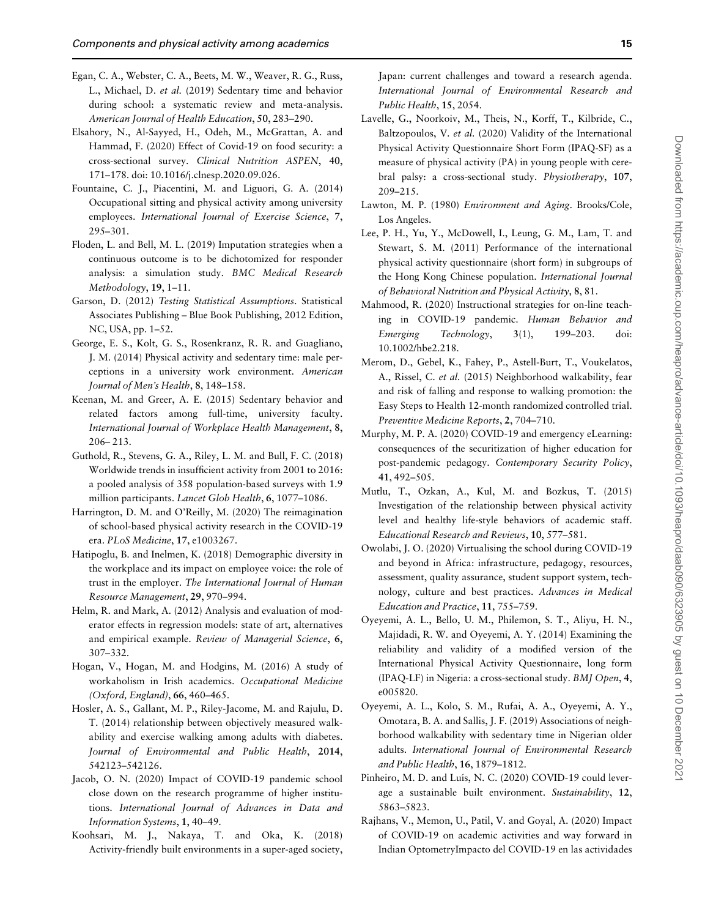Egan, C. A., Webster, C. A., Beets, M. W., Weaver, R. G., Russ, L., Michael, D. *et al.* (2019) Sedentary time and behavior during school: a systematic review and meta-analysis. *American Journal of Health Education*, **50**, 283–290.

Elsahory, N., Al-Sayyed, H., Odeh, M., McGrattan, A. and Hammad, F. (2020) Effect of Covid-19 on food security: a cross-sectional survey. *Clinical Nutrition ASPEN*, **40**, 171–178. doi: 10.1016/j.clnesp.2020.09.026.

Fountaine, C. J., Piacentini, M. and Liguori, G. A. (2014) Occupational sitting and physical activity among university employees. *International Journal of Exercise Science*, **7**, 295–301.

Floden, L. and Bell, M. L. (2019) Imputation strategies when a continuous outcome is to be dichotomized for responder analysis: a simulation study. *BMC Medical Research Methodology*, **19**, 1–11.

Garson, D. (2012) *Testing Statistical Assumptions*. Statistical Associates Publishing – Blue Book Publishing, 2012 Edition, NC, USA, pp. 1–52.

George, E. S., Kolt, G. S., Rosenkranz, R. R. and Guagliano, J. M. (2014) Physical activity and sedentary time: male perceptions in a university work environment. *American Journal of Men's Health*, **8**, 148–158.

Keenan, M. and Greer, A. E. (2015) Sedentary behavior and related factors among full-time, university faculty. *International Journal of Workplace Health Management*, **8**, 206– 213.

Guthold, R., Stevens, G. A., Riley, L. M. and Bull, F. C. (2018) Worldwide trends in insufficient activity from 2001 to 2016: a pooled analysis of 358 population-based surveys with 1.9 million participants. *Lancet Glob Health*, **6**, 1077–1086.

Harrington, D. M. and O'Reilly, M. (2020) The reimagination of school-based physical activity research in the COVID-19 era. *PLoS Medicine*, **17**, e1003267.

Hatipoglu, B. and Inelmen, K. (2018) Demographic diversity in the workplace and its impact on employee voice: the role of trust in the employer. *The International Journal of Human Resource Management*, **29**, 970–994.

Helm, R. and Mark, A. (2012) Analysis and evaluation of moderator effects in regression models: state of art, alternatives and empirical example. *Review of Managerial Science*, **6**, 307–332.

Hogan, V., Hogan, M. and Hodgins, M. (2016) A study of workaholism in Irish academics. *Occupational Medicine (Oxford, England)*, **66**, 460–465.

Hosler, A. S., Gallant, M. P., Riley-Jacome, M. and Rajulu, D. T. (2014) relationship between objectively measured walkability and exercise walking among adults with diabetes. *Journal of Environmental and Public Health*, **2014**, 542123–542126.

Jacob, O. N. (2020) Impact of COVID-19 pandemic school close down on the research programme of higher institutions. *International Journal of Advances in Data and Information Systems*, **1**, 40–49.

Koohsari, M. J., Nakaya, T. and Oka, K. (2018) Activity-friendly built environments in a super-aged society, Japan: current challenges and toward a research agenda. *International Journal of Environmental Research and Public Health*, **15**, 2054.

Lavelle, G., Noorkoiv, M., Theis, N., Korff, T., Kilbride, C., Baltzopoulos, V. *et al.* (2020) Validity of the International Physical Activity Questionnaire Short Form (IPAQ-SF) as a measure of physical activity (PA) in young people with cerebral palsy: a cross-sectional study. *Physiotherapy*, **107**, 209–215.

Lawton, M. P. (1980) *Environment and Aging*. Brooks/Cole, Los Angeles.

Lee, P. H., Yu, Y., McDowell, I., Leung, G. M., Lam, T. and Stewart, S. M. (2011) Performance of the international physical activity questionnaire (short form) in subgroups of the Hong Kong Chinese population. *International Journal of Behavioral Nutrition and Physical Activity*, **8**, 81.

Mahmood, R. (2020) Instructional strategies for on-line teaching in COVID-19 pandemic. *Human Behavior and Emerging Technology*, **3**(1), 199–203. doi: 10.1002/hbe2.218.

Merom, D., Gebel, K., Fahey, P., Astell-Burt, T., Voukelatos, A., Rissel, C. *et al.* (2015) Neighborhood walkability, fear and risk of falling and response to walking promotion: the Easy Steps to Health 12-month randomized controlled trial. *Preventive Medicine Reports*, **2**, 704–710.

Murphy, M. P. A. (2020) COVID-19 and emergency eLearning: consequences of the securitization of higher education for post-pandemic pedagogy. *Contemporary Security Policy*, **41**, 492–505.

Mutlu, T., Ozkan, A., Kul, M. and Bozkus, T. (2015) Investigation of the relationship between physical activity level and healthy life-style behaviors of academic staff. *Educational Research and Reviews*, **10**, 577–581.

Owolabi, J. O. (2020) Virtualising the school during COVID-19 and beyond in Africa: infrastructure, pedagogy, resources, assessment, quality assurance, student support system, technology, culture and best practices. *Advances in Medical Education and Practice*, **11**, 755–759.

Oyeyemi, A. L., Bello, U. M., Philemon, S. T., Aliyu, H. N., Majidadi, R. W. and Oyeyemi, A. Y. (2014) Examining the reliability and validity of a modified version of the International Physical Activity Questionnaire, long form (IPAQ-LF) in Nigeria: a cross-sectional study. *BMJ Open*, **4**, e005820.

Oyeyemi, A. L., Kolo, S. M., Rufai, A. A., Oyeyemi, A. Y., Omotara, B. A. and Sallis, J. F. (2019) Associations of neighborhood walkability with sedentary time in Nigerian older adults. *International Journal of Environmental Research and Public Health*, **16**, 1879–1812.

Pinheiro, M. D. and Luís, N. C. (2020) COVID-19 could leverage a sustainable built environment. *Sustainability*, **12**, 5863–5823.

Rajhans, V., Memon, U., Patil, V. and Goyal, A. (2020) Impact of COVID-19 on academic activities and way forward in Indian OptometryImpacto del COVID-19 en las actividades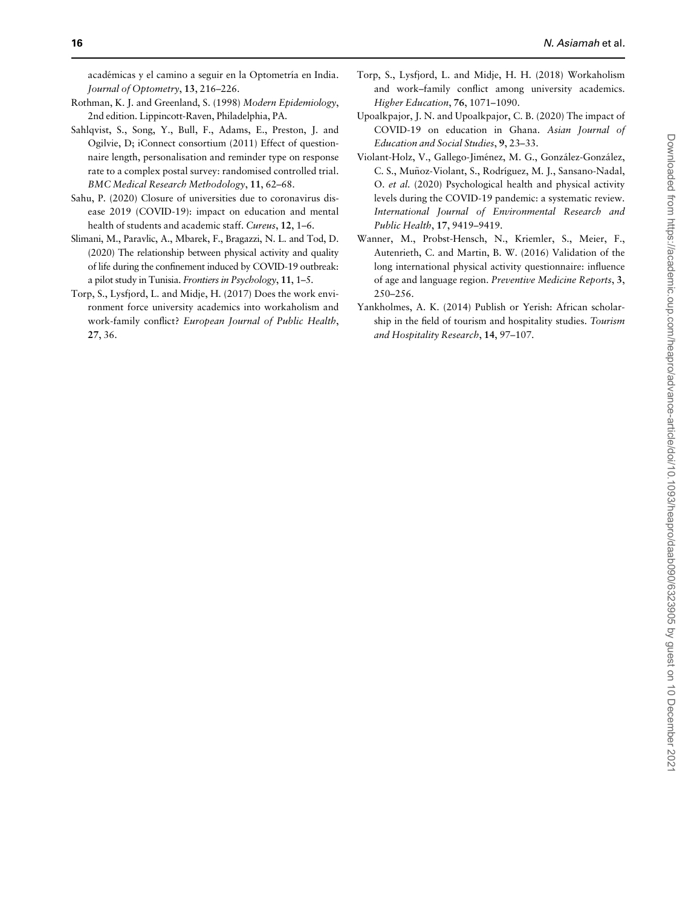académicas y el camino a seguir en la Optometría en India. *Journal of Optometry*, **13**, 216–226.

Rothman, K. J. and Greenland, S. (1998) *Modern Epidemiology*, 2nd edition. Lippincott-Raven, Philadelphia, PA.

Sahlqvist, S., Song, Y., Bull, F., Adams, E., Preston, J. and Ogilvie, D; iConnect consortium (2011) Effect of questionnaire length, personalisation and reminder type on response rate to a complex postal survey: randomised controlled trial. *BMC Medical Research Methodology*, **11**, 62–68.

Sahu, P. (2020) Closure of universities due to coronavirus disease 2019 (COVID-19): impact on education and mental health of students and academic staff. *Cureus*, **12**, 1–6.

Slimani, M., Paravlic, A., Mbarek, F., Bragazzi, N. L. and Tod, D. (2020) The relationship between physical activity and quality of life during the confinement induced by COVID-19 outbreak: a pilot study in Tunisia. *Frontiers in Psychology*, **11**, 1–5.

Torp, S., Lysfjord, L. and Midje, H. (2017) Does the work environment force university academics into workaholism and work-family conflict? *European Journal of Public Health*, **27**, 36.

Torp, S., Lysfjord, L. and Midje, H. H. (2018) Workaholism and work–family conflict among university academics. *Higher Education*, **76**, 1071–1090.

Upoalkpajor, J. N. and Upoalkpajor, C. B. (2020) The impact of COVID-19 on education in Ghana. *Asian Journal of Education and Social Studies*, **9**, 23–33.

Violant-Holz, V., Gallego-Jiménez, M. G., González-González, C. S., Muñoz-Violant, S., Rodríguez, M. J., Sansano-Nadal, O. *et al.* (2020) Psychological health and physical activity levels during the COVID-19 pandemic: a systematic review. *International Journal of Environmental Research and Public Health*, **17**, 9419–9419.

Wanner, M., Probst-Hensch, N., Kriemler, S., Meier, F., Autenrieth, C. and Martin, B. W. (2016) Validation of the long international physical activity questionnaire: influence of age and language region. *Preventive Medicine Reports*, **3**, 250–256.

Yankholmes, A. K. (2014) Publish or Yerish: African scholarship in the field of tourism and hospitality studies. *Tourism and Hospitality Research*, **14**, 97–107.